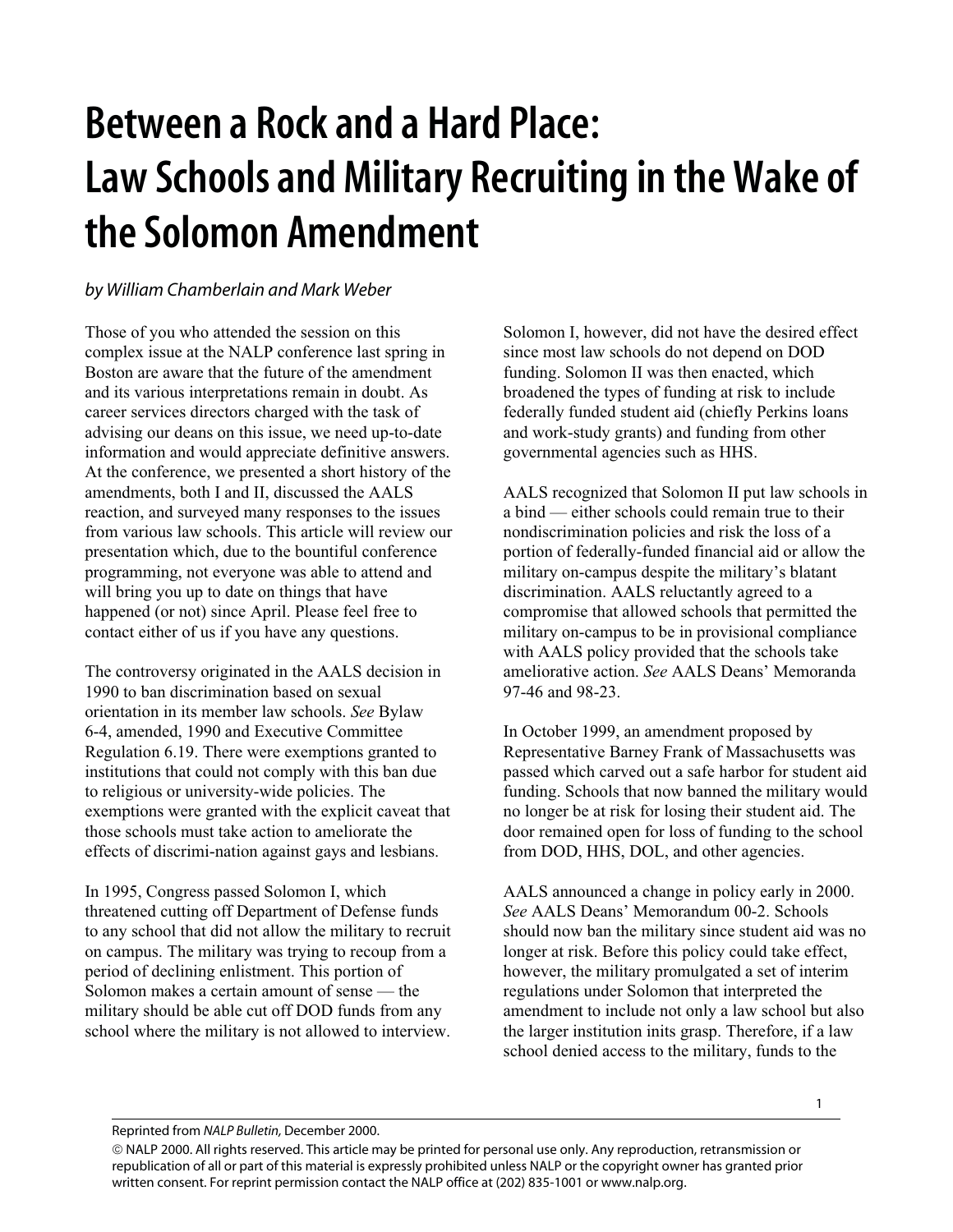# Between a Rock and a Hard Place: Law Schools and Military Recruiting in the Wake of the Solomon Amendment

*by William Chamberlain and Mark Weber*

Those of you who attended the session on this complex issue at the NALP conference last spring in Boston are aware that the future of the amendment and its various interpretations remain in doubt. As career services directors charged with the task of advising our deans on this issue, we need up-to-date information and would appreciate definitive answers. At the conference, we presented a short history of the amendments, both I and II, discussed the AALS reaction, and surveyed many responses to the issues from various law schools. This article will review our presentation which, due to the bountiful conference programming, not everyone was able to attend and will bring you up to date on things that have happened (or not) since April. Please feel free to contact either of us if you have any questions.

The controversy originated in the AALS decision in 1990 to ban discrimination based on sexual orientation in its member law schools. *See* Bylaw 6-4, amended, 1990 and Executive Committee Regulation 6.19. There were exemptions granted to institutions that could not comply with this ban due to religious or university-wide policies. The exemptions were granted with the explicit caveat that those schools must take action to ameliorate the effects of discrimi-nation against gays and lesbians.

In 1995, Congress passed Solomon I, which threatened cutting off Department of Defense funds to any school that did not allow the military to recruit on campus. The military was trying to recoup from a period of declining enlistment. This portion of Solomon makes a certain amount of sense — the military should be able cut off DOD funds from any school where the military is not allowed to interview. Solomon I, however, did not have the desired effect since most law schools do not depend on DOD funding. Solomon II was then enacted, which broadened the types of funding at risk to include federally funded student aid (chiefly Perkins loans and work-study grants) and funding from other governmental agencies such as HHS.

AALS recognized that Solomon II put law schools in a bind — either schools could remain true to their nondiscrimination policies and risk the loss of a portion of federally-funded financial aid or allow the military on-campus despite the military's blatant discrimination. AALS reluctantly agreed to a compromise that allowed schools that permitted the military on-campus to be in provisional compliance with AALS policy provided that the schools take ameliorative action. *See* AALS Deans' Memoranda 97-46 and 98-23.

In October 1999, an amendment proposed by Representative Barney Frank of Massachusetts was passed which carved out a safe harbor for student aid funding. Schools that now banned the military would no longer be at risk for losing their student aid. The door remained open for loss of funding to the school from DOD, HHS, DOL, and other agencies.

AALS announced a change in policy early in 2000. *See* AALS Deans' Memorandum 00-2. Schools should now ban the military since student aid was no longer at risk. Before this policy could take effect, however, the military promulgated a set of interim regulations under Solomon that interpreted the amendment to include not only a law school but also the larger institution inits grasp. Therefore, if a law school denied access to the military, funds to the

Reprinted from *NALP Bulletin,* December 2000.

© NALP 2000. All rights reserved. This article may be printed for personal use only. Any reproduction, retransmission or republication of all or part of this material is expressly prohibited unless NALP or the copyright owner has granted prior written consent. For reprint permission contact the NALP office at (202) 835-1001 or www.nalp.org.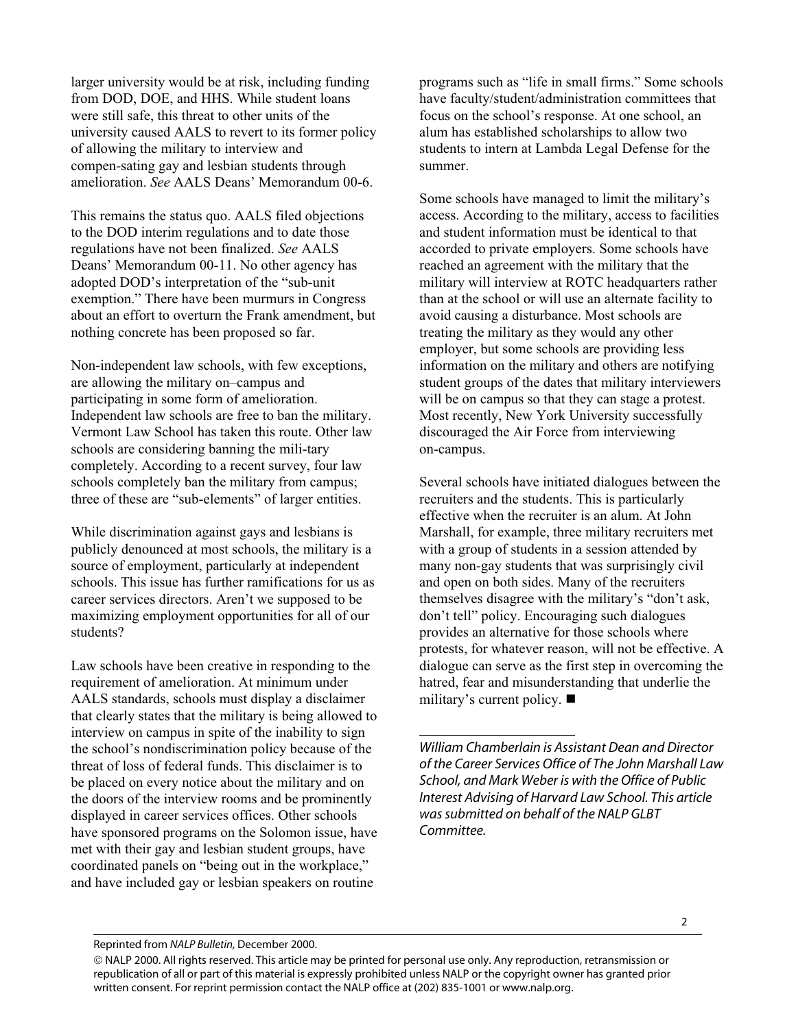larger university would be at risk, including funding from DOD, DOE, and HHS. While student loans were still safe, this threat to other units of the university caused AALS to revert to its former policy of allowing the military to interview and compen-sating gay and lesbian students through amelioration. *See* AALS Deans' Memorandum 00-6.

This remains the status quo. AALS filed objections to the DOD interim regulations and to date those regulations have not been finalized. *See* AALS Deans' Memorandum 00-11. No other agency has adopted DOD's interpretation of the "sub-unit exemption." There have been murmurs in Congress about an effort to overturn the Frank amendment, but nothing concrete has been proposed so far.

Non-independent law schools, with few exceptions, are allowing the military on–campus and participating in some form of amelioration. Independent law schools are free to ban the military. Vermont Law School has taken this route. Other law schools are considering banning the mili-tary completely. According to a recent survey, four law schools completely ban the military from campus; three of these are "sub-elements" of larger entities.

While discrimination against gays and lesbians is publicly denounced at most schools, the military is a source of employment, particularly at independent schools. This issue has further ramifications for us as career services directors. Aren't we supposed to be maximizing employment opportunities for all of our students?

Law schools have been creative in responding to the requirement of amelioration. At minimum under AALS standards, schools must display a disclaimer that clearly states that the military is being allowed to interview on campus in spite of the inability to sign the school's nondiscrimination policy because of the threat of loss of federal funds. This disclaimer is to be placed on every notice about the military and on the doors of the interview rooms and be prominently displayed in career services offices. Other schools have sponsored programs on the Solomon issue, have met with their gay and lesbian student groups, have coordinated panels on "being out in the workplace," and have included gay or lesbian speakers on routine programs such as "life in small firms." Some schools have faculty/student/administration committees that focus on the school's response. At one school, an alum has established scholarships to allow two students to intern at Lambda Legal Defense for the summer.

Some schools have managed to limit the military's access. According to the military, access to facilities and student information must be identical to that accorded to private employers. Some schools have reached an agreement with the military that the military will interview at ROTC headquarters rather than at the school or will use an alternate facility to avoid causing a disturbance. Most schools are treating the military as they would any other employer, but some schools are providing less information on the military and others are notifying student groups of the dates that military interviewers will be on campus so that they can stage a protest. Most recently, New York University successfully discouraged the Air Force from interviewing on-campus.

Several schools have initiated dialogues between the recruiters and the students. This is particularly effective when the recruiter is an alum. At John Marshall, for example, three military recruiters met with a group of students in a session attended by many non-gay students that was surprisingly civil and open on both sides. Many of the recruiters themselves disagree with the military's "don't ask, don't tell" policy. Encouraging such dialogues provides an alternative for those schools where protests, for whatever reason, will not be effective. A dialogue can serve as the first step in overcoming the hatred, fear and misunderstanding that underlie the military's current policy. ■

---

*William Chamberlain is Assistant Dean and Director of the Career Services Office of The John Marshall Law School, and Mark Weber is with the Office of Public Interest Advising of Harvard Law School. This article was submitted on behalf of the NALP GLBT Committee.*

Reprinted from *NALP Bulletin,* December 2000.

© NALP 2000. All rights reserved. This article may be printed for personal use only. Any reproduction, retransmission or republication of all or part of this material is expressly prohibited unless NALP or the copyright owner has granted prior written consent. For reprint permission contact the NALP office at (202) 835-1001 or www.nalp.org.